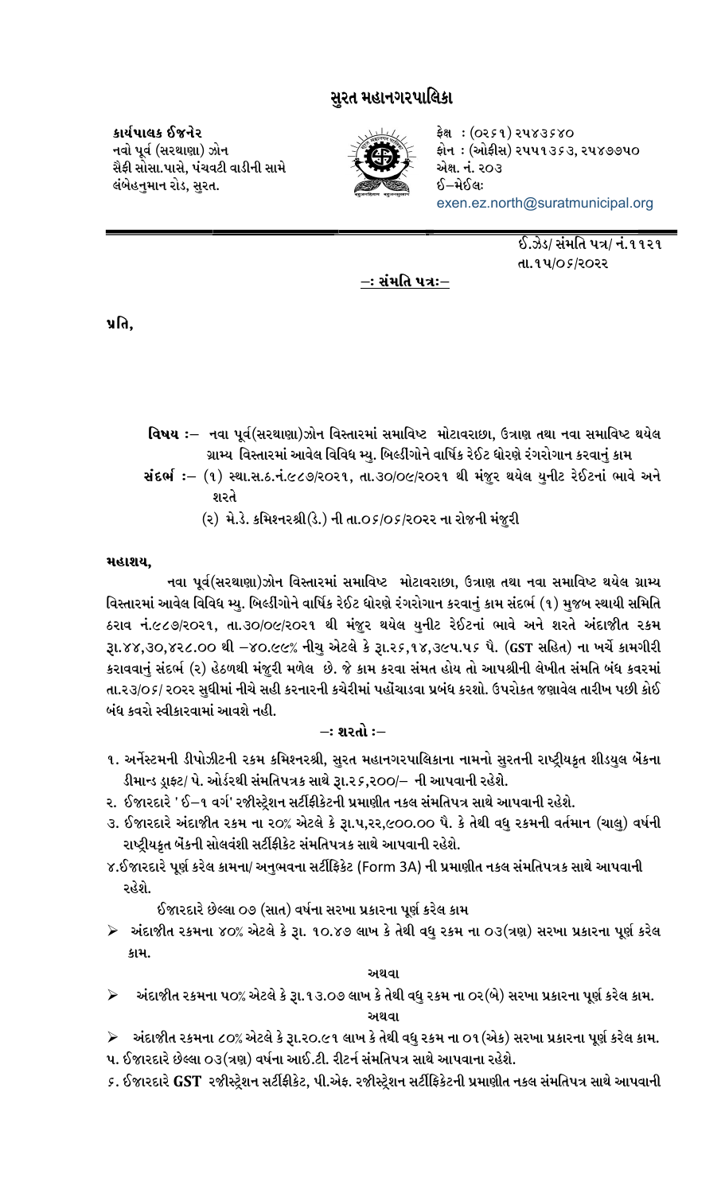# સુરત મહાનગરપાલિકા

**કાર્યપાલક ઈજનેર**
નવો પૂર્વ (સરથાણા) ઝોન
સૈફી સોસા.પાસે, પંચવટી વાડીની સામે
લંબેહનુમાન રોડ, સુરત.

ફેક્ષ : (૦૨૬૧) ૨૫૪૩૬૪૦
ફોન : (ઓફીસ) ૨૫૫૧૩૬૩, ૨૫૪૭૭૫૦
એક્ષ. નં. ૨૦૩
ઈ–મેઈલઃ
exen.ez.north@suratmunicipal.org

ઈ.ઝેડ/ સંમતિ પત્ર/ નં.૧૧૨૧
તા.૧૫/૦૬/૨૦૨૨

**–: સંમતિ પત્રઃ–**

**પ્રતિ,**

**વિષય :–** નવા પૂર્વ(સરથાણા)ઝોન વિસ્તારમાં સમાવિષ્ટ મોટાવરાછા, ઉત્રાણ તથા નવા સમાવિષ્ટ થયેલ ગ્રામ્ય વિસ્તારમાં આવેલ વિવિધ મ્યુ. બિલ્ડીંગોને વાર્ષિક રેઈટ ધોરણે રંગરોગાન કરવાનું કામ

**સંદર્ભ :–** (૧) સ્થા.સ.ઠ.નં.૯૮૭/૨૦૨૧, તા.૩૦/૦૯/૨૦૨૧ થી મંજૂર થયેલ યુનીટ રેઈટનાં ભાવે અને શરતે

(૨) મે.ડે. કમિશનરશ્રી(ઉ.) ની તા.૦૬/૦૬/૨૦૨૨ ના રોજની મંજુરી

**મહાશય,**

નવા પૂર્વ(સરથાણા)ઝોન વિસ્તારમાં સમાવિષ્ટ મોટાવરાછા, ઉત્રાણ તથા નવા સમાવિષ્ટ થયેલ ગ્રામ્ય વિસ્તારમાં આવેલ વિવિધ મ્યુ. બિલ્ડીંગોને વાર્ષિક રેઈટ ધોરણે રંગરોગાન કરવાનું કામ સંદર્ભ (૧) મુજબ સ્થાયી સમિતિ ઠરાવ નં.૯૮૭/૨૦૨૧, તા.૩૦/૦૯/૨૦૨૧ થી મંજુર થયેલ યુનીટ રેઈટનાં ભાવે અને શરતે અંદાજીત રકમ રૂા.૪૪,૩૦,૪૨૮.૦૦ થી –૪૦.૯૯% નીચુ એટલે કે રૂા.૨૬,૧૪,૩૯૫.૫૬ પૈ. (**GST** સહિત) ના ખર્ચે કામગીરી કરાવવાનું સંદર્ભ (૨) હેઠળથી મંજૂરી મળેલ છે. જે કામ કરવા સંમત હોય તો આપશ્રીની લેખીત સંમતિ બંધ કવરમાં તા.૨૩/૦૬/ ૨૦૨૨ સુધીમાં નીચે સહી કરનારની કચેરીમાં પહોંચાડવા પ્રબંધ કરશો. ઉપરોકત જણાવેલ તારીખ પછી કોઈ બંધ કવરો સ્વીકારવામાં આવશે નહી.

**–: શરતો :–**

૧. અર્નેસ્ટમની ડીપોઝીટની રકમ કમિશનરશ્રી, સુરત મહાનગરપાલિકાના નામનો સુરતની રાષ્ટ્રીયકૃત શીડયુલ બેંકના ડીમાન્ડ ડ્રાફ્ટ/ પે. ઓર્ડરથી સંમતિપત્રક સાથે રૂા.૨૬,૨૦૦/– ની આપવાની રહેશે.

૨. ઈજારદારે 'ઈ–૧ વર્ગ' રજીસ્ટ્રેશન સર્ટીફીકેટની પ્રમાણીત નકલ સંમતિપત્ર સાથે આપવાની રહેશે.

૩. ઈજારદારે અંદાજીત રકમ ના ૨૦% એટલે કે રૂા.૫,૨૨,૯૦૦.૦૦ પૈ. કે તેથી વધુ રકમની વર્તમાન (ચાલુ) વર્ષની રાષ્ટ્રીયકૃત બેંકની સોલવંશી સર્ટીફીકેટ સંમતિપત્રક સાથે આપવાની રહેશે.

૪.ઈજારદારે પૂર્ણ કરેલ કામના/ અનુભવના સર્ટીફિકેટ (Form 3A) ની પ્રમાણીત નકલ સંમતિપત્રક સાથે આપવાની રહેશે.

ઈજારદારે છેલ્લા ૦૭ (સાત) વર્ષના સરખા પ્રકારના પૂર્ણ કરેલ કામ

- અંદાજીત રકમના ૪૦% એટલે કે રૂા. ૧૦.૪૭ લાખ કે તેથી વધુ રકમ ના ૦૩(ત્રણ) સરખા પ્રકારના પૂર્ણ કરેલ કામ.

અથવા

- અંદાજીત રકમના ૫૦% એટલે કે રૂા.૧૩.૦૭ લાખ કે તેથી વધુ રકમ ના ૦૨(બે) સરખા પ્રકારના પૂર્ણ કરેલ કામ.

અથવા

- અંદાજીત રકમના ૮૦% એટલે કે રૂા.૨૦.૯૧ લાખ કે તેથી વધુ રકમ ના ૦૧(એક) સરખા પ્રકારના પૂર્ણ કરેલ કામ.

૫. ઈજારદારે છેલ્લા ૦૩(ત્રણ) વર્ષના આઈ.ટી. રીટર્ન સંમતિપત્ર સાથે આપવાના રહેશે.

૬. ઈજારદારે **GST** રજીસ્ટ્રેશન સર્ટીફીકેટ, પી.એફ. રજીસ્ટ્રેશન સર્ટીફિકેટની પ્રમાણીત નકલ સંમતિપત્ર સાથે આપવાની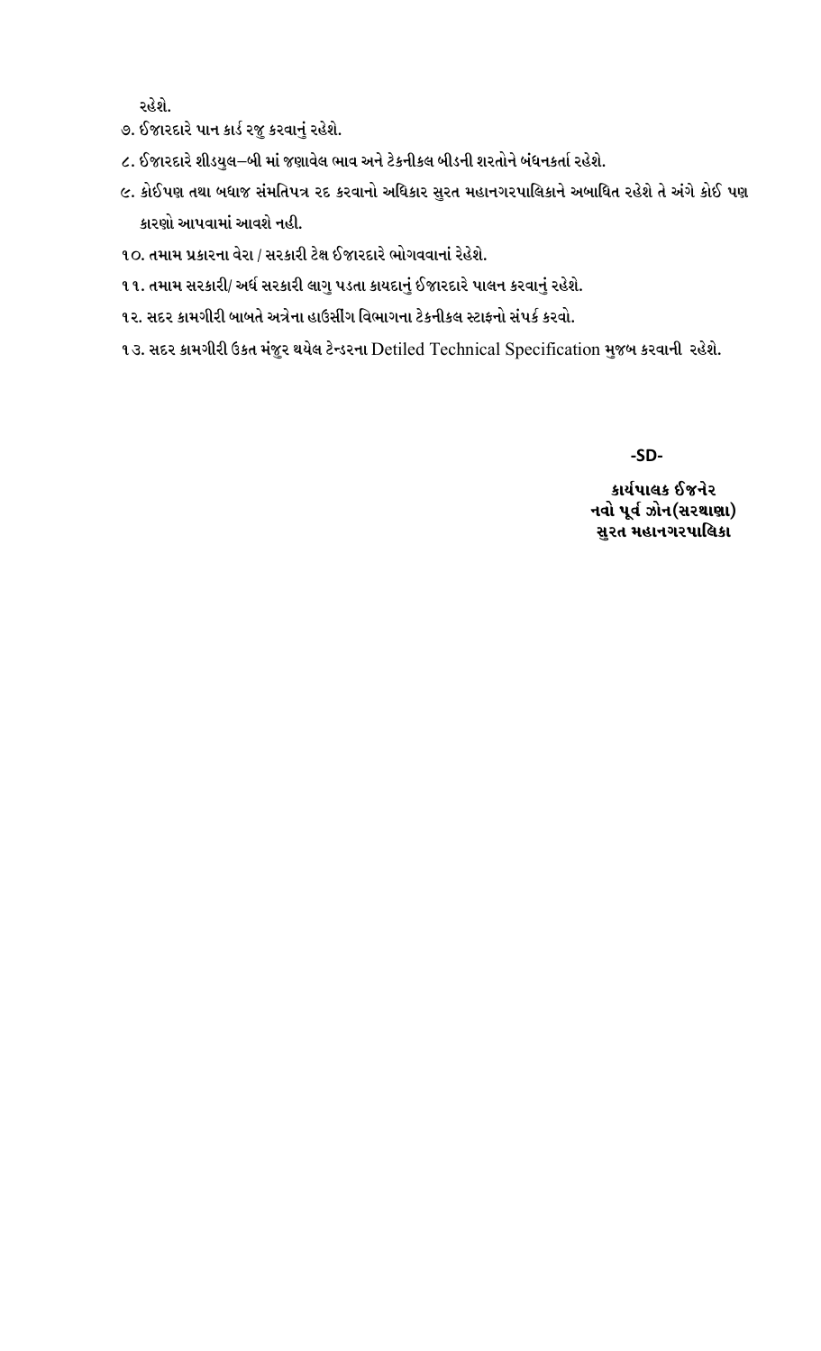રહેશે.

૭. ઈજારદારે પાન કાર્ડ રજુ કરવાનું રહેશે.

૮. ઈજારદારે શીડયુલ–બી માં જણાવેલ ભાવ અને ટેકનીકલ બીડની શરતોને બંધનકર્તા રહેશે.

૯. કોઈપણ તથા બધાજ સંમતિપત્ર રદ કરવાનો અધિકાર સુરત મહાનગરપાલિકાને અબાધિત રહેશે તે અંગે કોઈ પણ કારણો આપવામાં આવશે નહી.

૧૦. તમામ પ્રકારના વેરા / સરકારી ટેક્ષ ઈજારદારે ભોગવવાનાં રેહેશે.

૧૧. તમામ સરકારી/ અર્ધ સરકારી લાગુ પડતા કાયદાનું ઈજારદારે પાલન કરવાનું રહેશે.

૧૨. સદર કામગીરી બાબતે અત્રેના હાઉસીંગ વિભાગના ટેકનીકલ સ્ટાફનો સંપર્ક કરવો.

૧૩. સદર કામગીરી ઉકત મંજૂર થયેલ ટેન્ડરના Detiled Technical Specification મુજબ કરવાની રહેશે.

-SD-

**કાર્યપાલક ઈજનેર**
**નવો પૂર્વ ઝોન(સરથાણા)**
**સુરત મહાનગરપાલિકા**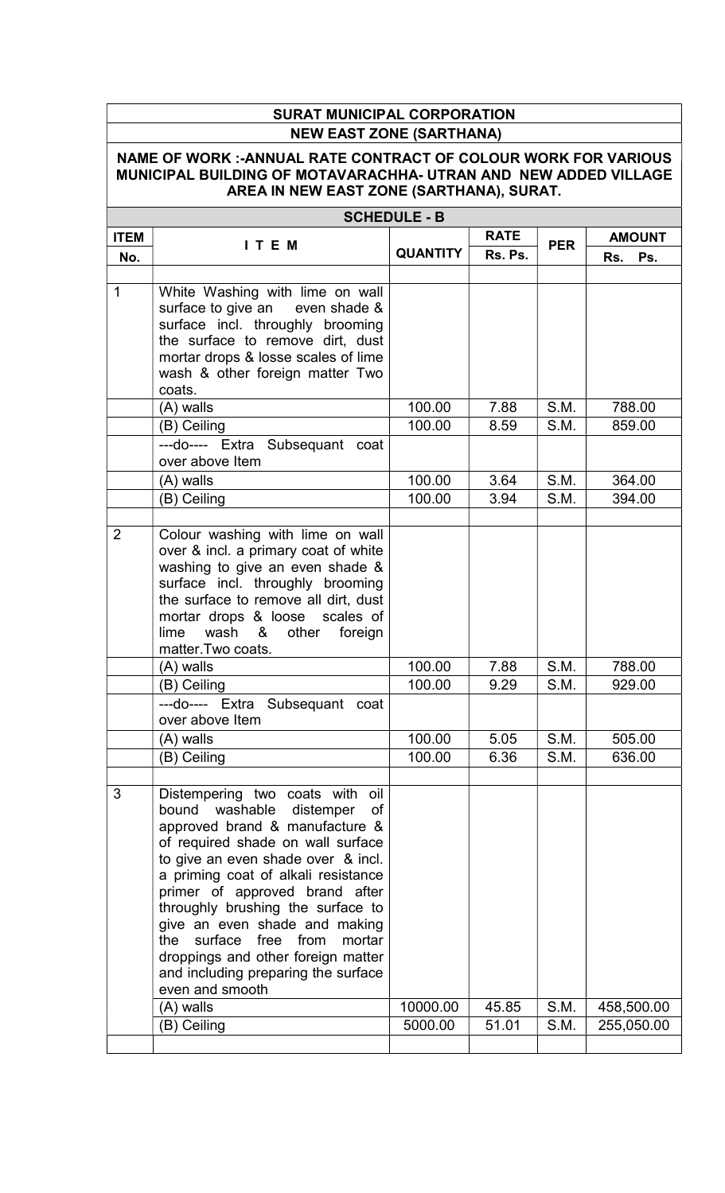## SURAT MUNICIPAL CORPORATION

## NEW EAST ZONE (SARTHANA)

**NAME OF WORK :-ANNUAL RATE CONTRACT OF COLOUR WORK FOR VARIOUS MUNICIPAL BUILDING OF MOTAVARACHHA- UTRAN AND NEW ADDED VILLAGE AREA IN NEW EAST ZONE (SARTHANA), SURAT.**

**SCHEDULE - B**

| ITEM No. | I T E M | QUANTITY | RATE Rs. Ps. | PER | AMOUNT Rs. Ps. |
|---|---|---|---|---|---|
| 1 | White Washing with lime on wall surface to give an even shade & surface incl. throughly brooming the surface to remove dirt, dust mortar drops & losse scales of lime wash & other foreign matter Two coats. | | | | |
| | (A) walls | 100.00 | 7.88 | S.M. | 788.00 |
| | (B) Ceiling | 100.00 | 8.59 | S.M. | 859.00 |
| | ---do---- Extra Subsequant coat over above Item | | | | |
| | (A) walls | 100.00 | 3.64 | S.M. | 364.00 |
| | (B) Ceiling | 100.00 | 3.94 | S.M. | 394.00 |
| 2 | Colour washing with lime on wall over & incl. a primary coat of white washing to give an even shade & surface incl. throughly brooming the surface to remove all dirt, dust mortar drops & loose scales of lime wash & other foreign matter.Two coats. | | | | |
| | (A) walls | 100.00 | 7.88 | S.M. | 788.00 |
| | (B) Ceiling | 100.00 | 9.29 | S.M. | 929.00 |
| | ---do---- Extra Subsequant coat over above Item | | | | |
| | (A) walls | 100.00 | 5.05 | S.M. | 505.00 |
| | (B) Ceiling | 100.00 | 6.36 | S.M. | 636.00 |
| 3 | Distempering two coats with oil bound washable distemper of approved brand & manufacture & of required shade on wall surface to give an even shade over & incl. a priming coat of alkali resistance primer of approved brand after throughly brushing the surface to give an even shade and making the surface free from mortar droppings and other foreign matter and including preparing the surface even and smooth | | | | |
| | (A) walls | 10000.00 | 45.85 | S.M. | 458,500.00 |
| | (B) Ceiling | 5000.00 | 51.01 | S.M. | 255,050.00 |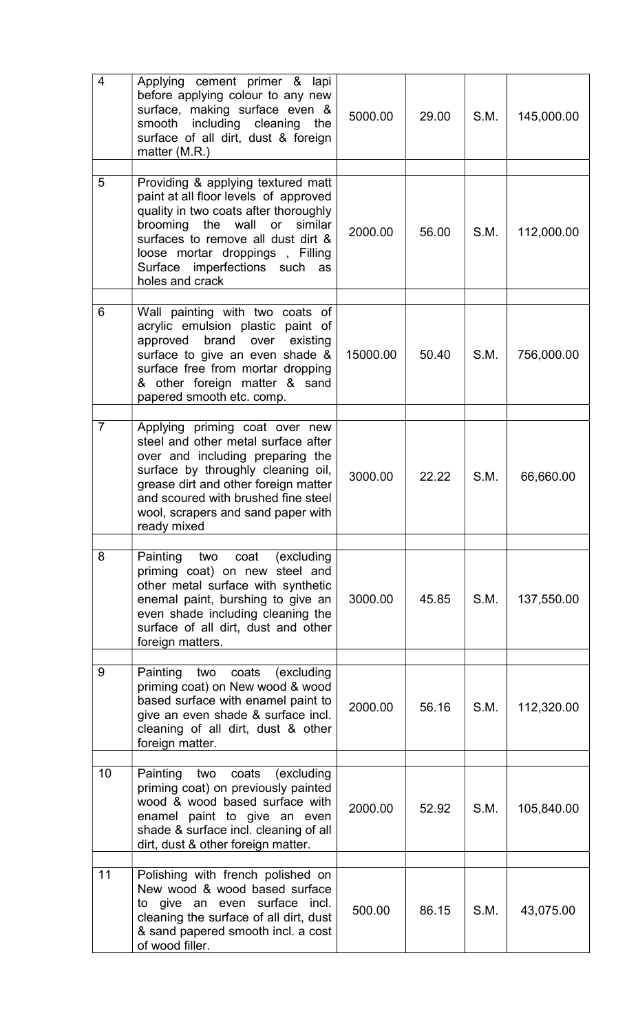| | | | | | |
|---|---|---|---|---|---|
| 4 | Applying cement primer & lapi before applying colour to any new surface, making surface even & smooth including cleaning the surface of all dirt, dust & foreign matter (M.R.) | 5000.00 | 29.00 | S.M. | 145,000.00 |
| 5 | Providing & applying textured matt paint at all floor levels of approved quality in two coats after thoroughly brooming the wall or similar surfaces to remove all dust dirt & loose mortar droppings , Filling Surface imperfections such as holes and crack | 2000.00 | 56.00 | S.M. | 112,000.00 |
| 6 | Wall painting with two coats of acrylic emulsion plastic paint of approved brand over existing surface to give an even shade & surface free from mortar dropping & other foreign matter & sand papered smooth etc. comp. | 15000.00 | 50.40 | S.M. | 756,000.00 |
| 7 | Applying priming coat over new steel and other metal surface after over and including preparing the surface by throughly cleaning oil, grease dirt and other foreign matter and scoured with brushed fine steel wool, scrapers and sand paper with ready mixed | 3000.00 | 22.22 | S.M. | 66,660.00 |
| 8 | Painting two coat (excluding priming coat) on new steel and other metal surface with synthetic enemal paint, burshing to give an even shade including cleaning the surface of all dirt, dust and other foreign matters. | 3000.00 | 45.85 | S.M. | 137,550.00 |
| 9 | Painting two coats (excluding priming coat) on New wood & wood based surface with enamel paint to give an even shade & surface incl. cleaning of all dirt, dust & other foreign matter. | 2000.00 | 56.16 | S.M. | 112,320.00 |
| 10 | Painting two coats (excluding priming coat) on previously painted wood & wood based surface with enamel paint to give an even shade & surface incl. cleaning of all dirt, dust & other foreign matter. | 2000.00 | 52.92 | S.M. | 105,840.00 |
| 11 | Polishing with french polished on New wood & wood based surface to give an even surface incl. cleaning the surface of all dirt, dust & sand papered smooth incl. a cost of wood filler. | 500.00 | 86.15 | S.M. | 43,075.00 |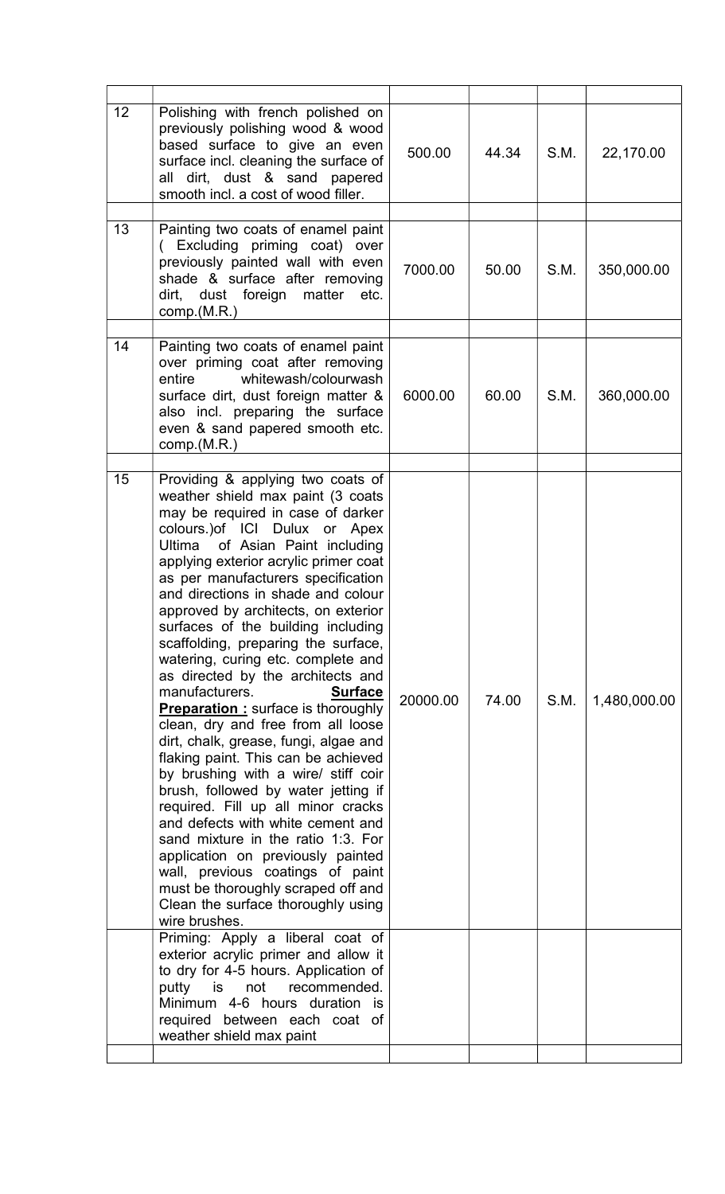| | | | | | |
|---|---|---|---|---|---|
| 12 | Polishing with french polished on previously polishing wood & wood based surface to give an even surface incl. cleaning the surface of all dirt, dust & sand papered smooth incl. a cost of wood filler. | 500.00 | 44.34 | S.M. | 22,170.00 |
| | | | | | |
| 13 | Painting two coats of enamel paint ( Excluding priming coat) over previously painted wall with even shade & surface after removing dirt, dust foreign matter etc. comp.(M.R.) | 7000.00 | 50.00 | S.M. | 350,000.00 |
| | | | | | |
| 14 | Painting two coats of enamel paint over priming coat after removing entire whitewash/colourwash surface dirt, dust foreign matter & also incl. preparing the surface even & sand papered smooth etc. comp.(M.R.) | 6000.00 | 60.00 | S.M. | 360,000.00 |
| | | | | | |
| 15 | Providing & applying two coats of weather shield max paint (3 coats may be required in case of darker colours.)of ICI Dulux or Apex Ultima of Asian Paint including applying exterior acrylic primer coat as per manufacturers specification and directions in shade and colour approved by architects, on exterior surfaces of the building including scaffolding, preparing the surface, watering, curing etc. complete and as directed by the architects and manufacturers. **<u>Surface Preparation :</u>** surface is thoroughly clean, dry and free from all loose dirt, chalk, grease, fungi, algae and flaking paint. This can be achieved by brushing with a wire/ stiff coir brush, followed by water jetting if required. Fill up all minor cracks and defects with white cement and sand mixture in the ratio 1:3. For application on previously painted wall, previous coatings of paint must be thoroughly scraped off and Clean the surface thoroughly using wire brushes. | 20000.00 | 74.00 | S.M. | 1,480,000.00 |
| | Priming: Apply a liberal coat of exterior acrylic primer and allow it to dry for 4-5 hours. Application of putty is not recommended. Minimum 4-6 hours duration is required between each coat of weather shield max paint | | | | |
| | | | | | |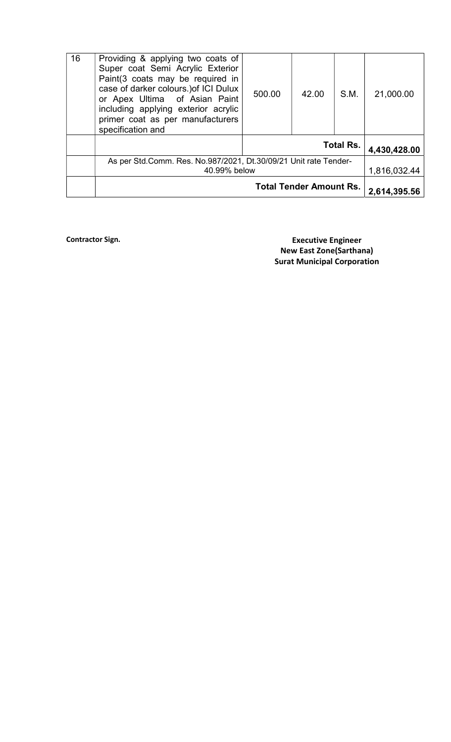| | | | | | |
|---|---|---|---|---|---|
| 16 | Providing & applying two coats of Super coat Semi Acrylic Exterior Paint(3 coats may be required in case of darker colours.)of ICI Dulux or Apex Ultima of Asian Paint including applying exterior acrylic primer coat as per manufacturers specification and | 500.00 | 42.00 | S.M. | 21,000.00 |
| | | | | **Total Rs.** | **4,430,428.00** |
| | As per Std.Comm. Res. No.987/2021, Dt.30/09/21 Unit rate Tender- 40.99% below | | | | 1,816,032.44 |
| | | | | **Total Tender Amount Rs.** | **2,614,395.56** |

**Contractor Sign.**

**Executive Engineer**
**New East Zone(Sarthana)**
**Surat Municipal Corporation**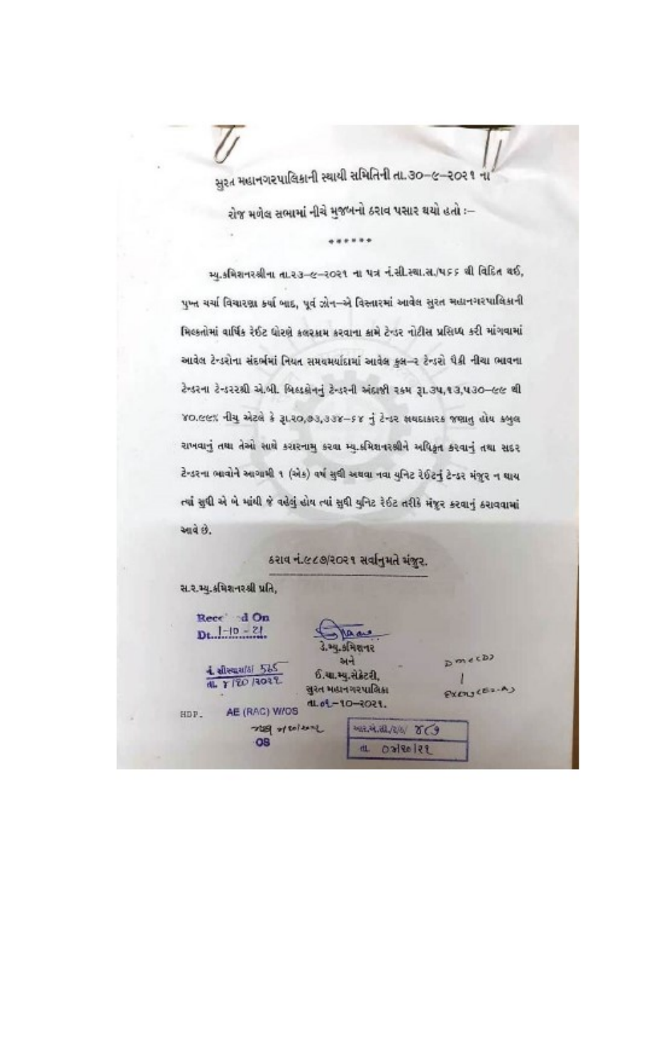સુરત મહાનગરપાલિકાની સ્થાયી સમિતિની તા.૩૦-૯-૨૦૨૧ ના

રોજ મળેલ સભામાં નીચે મુજબનો ઠરાવ પસાર થયો હતો :-

\*\*\*\*\*\*

મ્યુ.કમિશનરશ્રીના તા.૨૩-૯-૨૦૨૧ ના પત્ર નં.સી.સ્થા.સ./૫૬૬ થી વિદિત થઈ, પુખ્ત ચર્ચા વિચારણા કર્યા બાદ, પૂર્વ ઝોન-એ વિસ્તારમાં આવેલ સુરત મહાનગરપાલિકાની મિલ્કતોમાં વાર્ષિક રેઈટ ધોરણે કલરકામ કરવાના કામે ટેન્ડર નોટીસ પ્રસિધ્ધ કરી માંગવામાં આવેલ ટેન્ડરોના સંદર્ભમાં નિયત સમયમર્યાદામાં આવેલ કુલ-૨ ટેન્ડરો પૈકી નીચા ભાવના ટેન્ડરના ટેન્ડરરશ્રી એ.બી. બિલ્ડકોનનું ટેન્ડરની અંદાજી રકમ રૂા.૩૫,૧૩,૫૩૦-૯૯ થી ૪૦.૯૯% નીચુ એટલે કે રૂા.૨૦,૭૩,૩૩૪-૬૪ નું ટેન્ડર ફાયદાકારક જણાતુ હોય કબુલ રાખવાનું તથા તેઓ સાથે કરારનામુ કરવા મ્યુ.કમિશનરશ્રીને અધિકૃત કરવાનું તથા સદર ટેન્ડરના ભાવોને આગામી ૧ (એક) વર્ષ સુધી અથવા નવા યુનિટ રેઈટનું ટેન્ડર મંજુર ન થાય ત્યાં સુધી એ બે માંથી જે વહેલું હોય ત્યાં સુધી યુનિટ રેઈટ તરીકે મંજુર કરવાનું ઠરાવવામાં આવે છે.

ઠરાવ નં.૯૮૭/૨૦૨૧ સર્વાનુમતે મંજુર.

સ.ર.મ્યુ.કમિશનરશ્રી પ્રતિ,

Received On Dt. 1-10-21

નં. સીસ્થાસ/ક્ર 565
તા. ૪/૧૦/૨૦૨૧

ડે.મ્યુ.કમિશનર
અને
ઈ.ચા.મ્યુ.સેક્રેટરી,
સુરત મહાનગરપાલિકા
તા.૦૧-૧૦-૨૦૨૧.

DMC(D)
EXEN(E2-A)

HDP. AE (RAC) W/OS
OS

આર.એ.સી./૨/૦/ ૪૯
તા. ૦૭/૧૦/૨૧